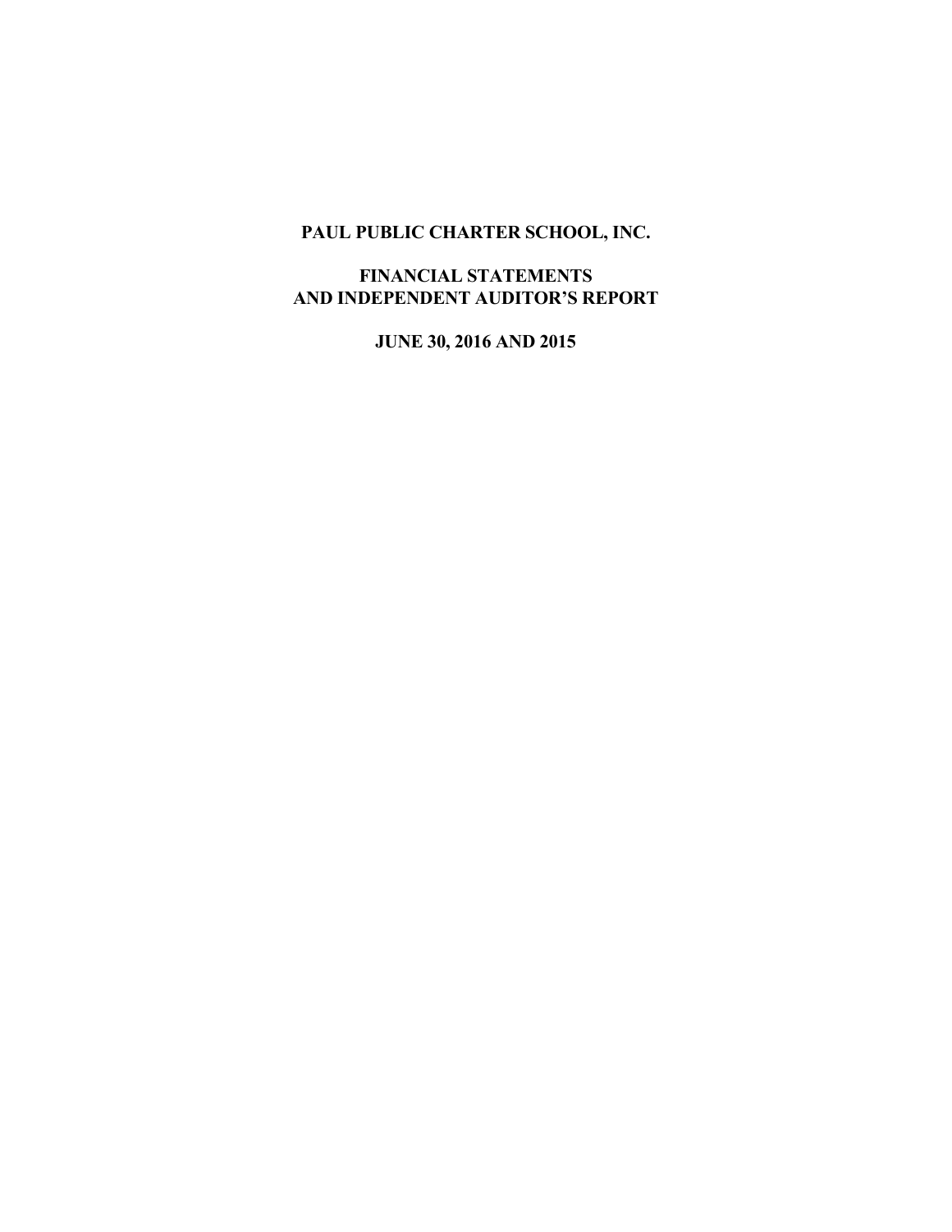# PAUL PUBLIC CHARTER SCHOOL, INC.

## FINANCIAL STATEMENTS AND INDEPENDENT AUDITOR'S REPORT

## JUNE 30, 2016 AND 2015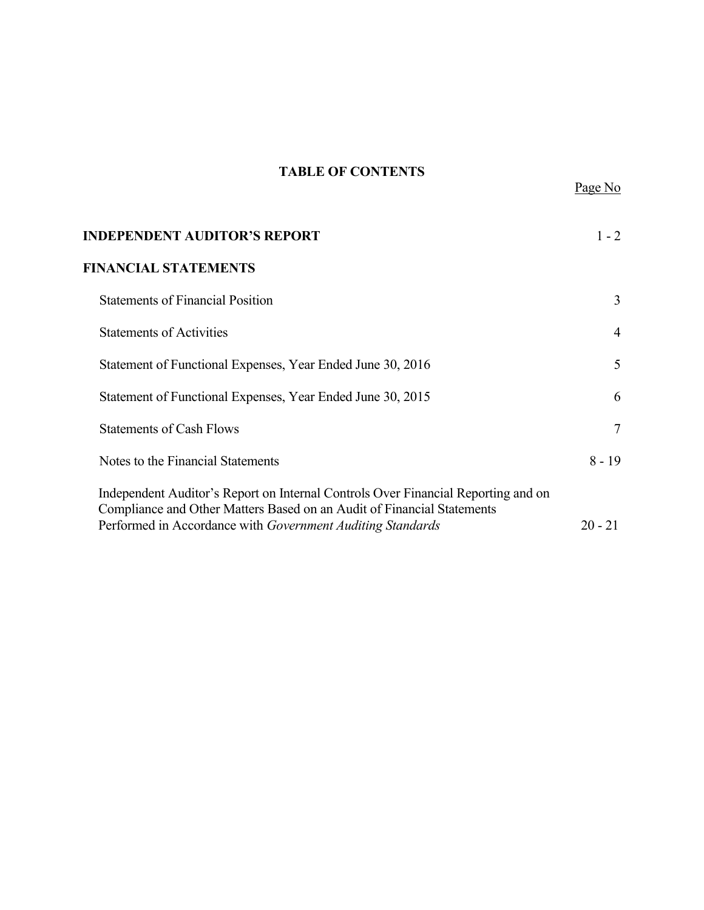# TABLE OF CONTENTS

| | Page No |
|---|---|
| **INDEPENDENT AUDITOR'S REPORT** | 1 - 2 |
| **FINANCIAL STATEMENTS** | |
| Statements of Financial Position | 3 |
| Statements of Activities | 4 |
| Statement of Functional Expenses, Year Ended June 30, 2016 | 5 |
| Statement of Functional Expenses, Year Ended June 30, 2015 | 6 |
| Statements of Cash Flows | 7 |
| Notes to the Financial Statements | 8 - 19 |
| Independent Auditor's Report on Internal Controls Over Financial Reporting and on Compliance and Other Matters Based on an Audit of Financial Statements Performed in Accordance with *Government Auditing Standards* | 20 - 21 |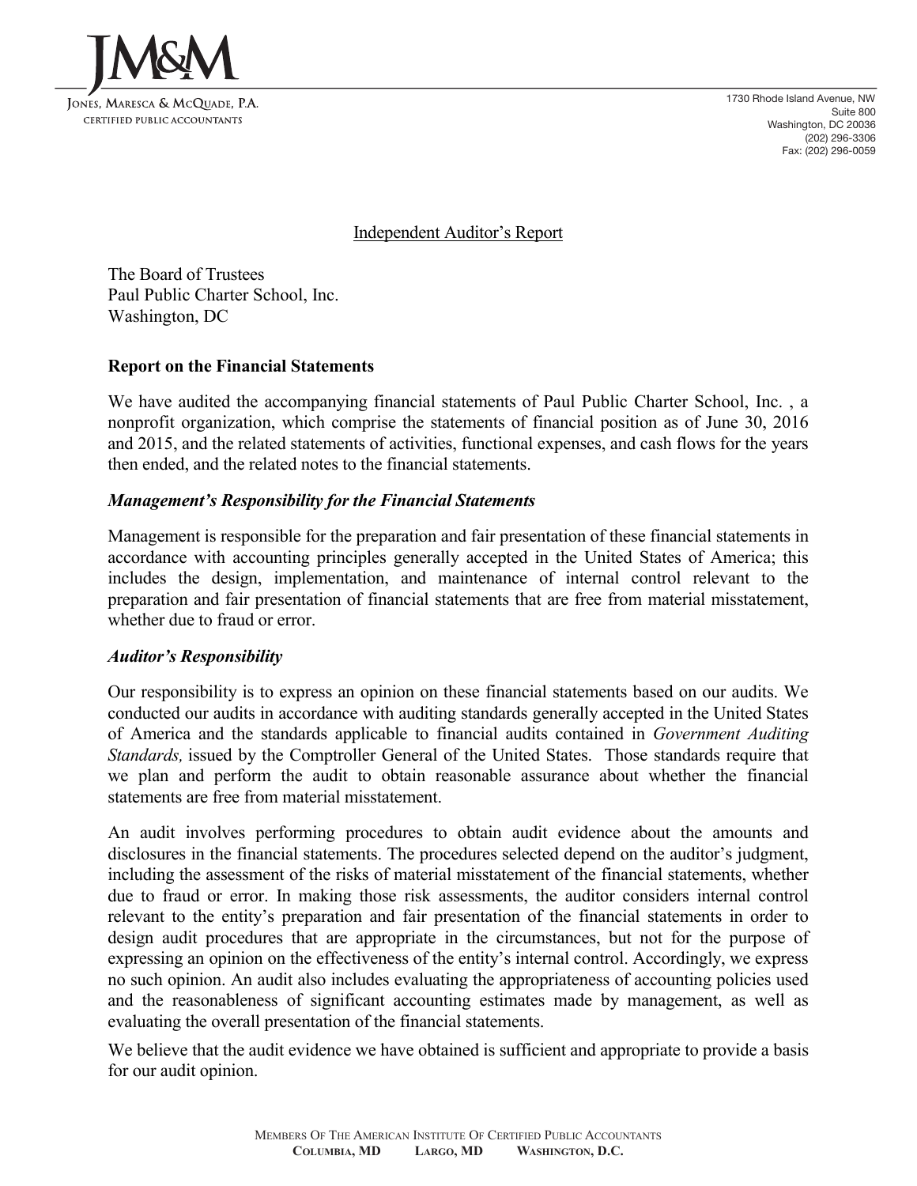JM&M

Jones, Maresca & McQuade, P.A.
Certified Public Accountants

1730 Rhode Island Avenue, NW
Suite 800
Washington, DC 20036
(202) 296-3306
Fax: (202) 296-0059

## Independent Auditor's Report

The Board of Trustees
Paul Public Charter School, Inc.
Washington, DC

### Report on the Financial Statements

We have audited the accompanying financial statements of Paul Public Charter School, Inc. , a nonprofit organization, which comprise the statements of financial position as of June 30, 2016 and 2015, and the related statements of activities, functional expenses, and cash flows for the years then ended, and the related notes to the financial statements.

### *Management's Responsibility for the Financial Statements*

Management is responsible for the preparation and fair presentation of these financial statements in accordance with accounting principles generally accepted in the United States of America; this includes the design, implementation, and maintenance of internal control relevant to the preparation and fair presentation of financial statements that are free from material misstatement, whether due to fraud or error.

### *Auditor's Responsibility*

Our responsibility is to express an opinion on these financial statements based on our audits. We conducted our audits in accordance with auditing standards generally accepted in the United States of America and the standards applicable to financial audits contained in *Government Auditing Standards,* issued by the Comptroller General of the United States. Those standards require that we plan and perform the audit to obtain reasonable assurance about whether the financial statements are free from material misstatement.

An audit involves performing procedures to obtain audit evidence about the amounts and disclosures in the financial statements. The procedures selected depend on the auditor's judgment, including the assessment of the risks of material misstatement of the financial statements, whether due to fraud or error. In making those risk assessments, the auditor considers internal control relevant to the entity's preparation and fair presentation of the financial statements in order to design audit procedures that are appropriate in the circumstances, but not for the purpose of expressing an opinion on the effectiveness of the entity's internal control. Accordingly, we express no such opinion. An audit also includes evaluating the appropriateness of accounting policies used and the reasonableness of significant accounting estimates made by management, as well as evaluating the overall presentation of the financial statements.

We believe that the audit evidence we have obtained is sufficient and appropriate to provide a basis for our audit opinion.

Members Of The American Institute Of Certified Public Accountants
**Columbia, MD Largo, MD Washington, D.C.**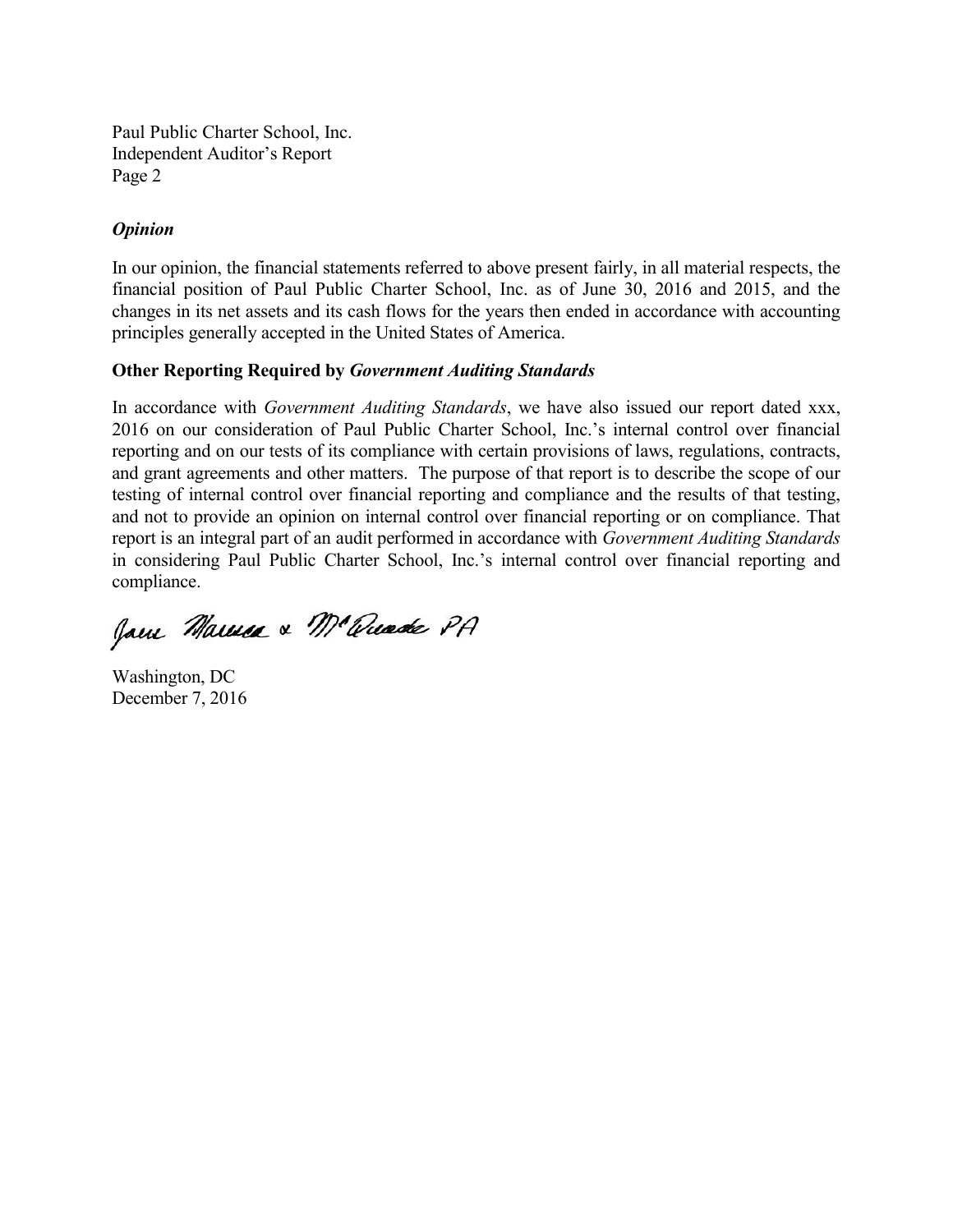### *Opinion*

In our opinion, the financial statements referred to above present fairly, in all material respects, the financial position of Paul Public Charter School, Inc. as of June 30, 2016 and 2015, and the changes in its net assets and its cash flows for the years then ended in accordance with accounting principles generally accepted in the United States of America.

### Other Reporting Required by *Government Auditing Standards*

In accordance with *Government Auditing Standards*, we have also issued our report dated xxx, 2016 on our consideration of Paul Public Charter School, Inc.'s internal control over financial reporting and on our tests of its compliance with certain provisions of laws, regulations, contracts, and grant agreements and other matters. The purpose of that report is to describe the scope of our testing of internal control over financial reporting and compliance and the results of that testing, and not to provide an opinion on internal control over financial reporting or on compliance. That report is an integral part of an audit performed in accordance with *Government Auditing Standards* in considering Paul Public Charter School, Inc.'s internal control over financial reporting and compliance.

Jane Marusa & McQuade PA

Washington, DC
December 7, 2016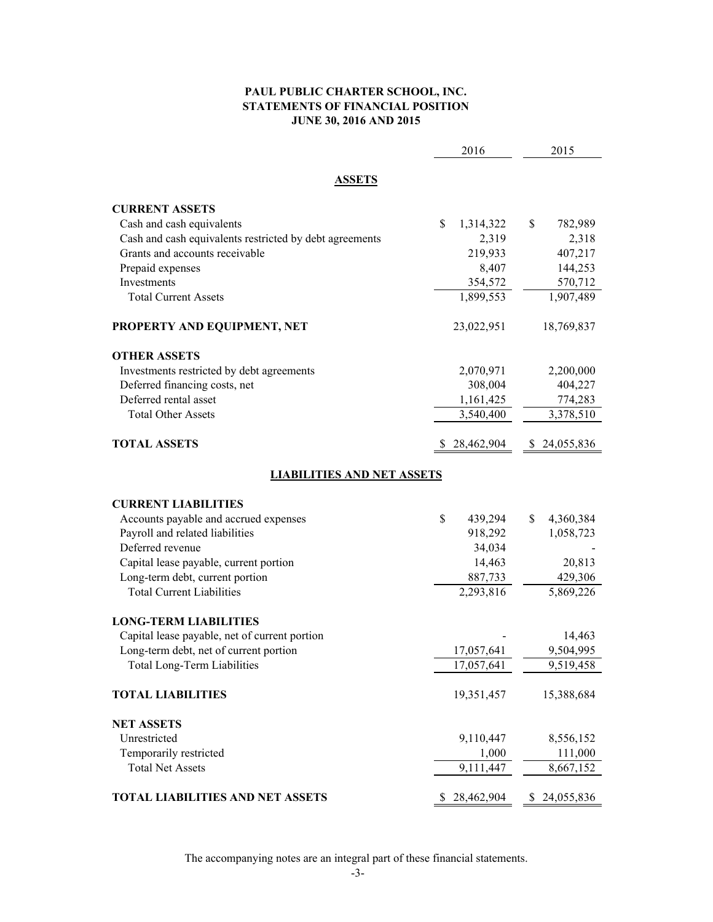# PAUL PUBLIC CHARTER SCHOOL, INC.
## STATEMENTS OF FINANCIAL POSITION
### JUNE 30, 2016 AND 2015

| | 2016 | 2015 |
|---|---|---|
| **ASSETS** | | |
| **CURRENT ASSETS** | | |
| Cash and cash equivalents | $ 1,314,322 | $ 782,989 |
| Cash and cash equivalents restricted by debt agreements | 2,319 | 2,318 |
| Grants and accounts receivable | 219,933 | 407,217 |
| Prepaid expenses | 8,407 | 144,253 |
| Investments | 354,572 | 570,712 |
| Total Current Assets | 1,899,553 | 1,907,489 |
| **PROPERTY AND EQUIPMENT, NET** | 23,022,951 | 18,769,837 |
| **OTHER ASSETS** | | |
| Investments restricted by debt agreements | 2,070,971 | 2,200,000 |
| Deferred financing costs, net | 308,004 | 404,227 |
| Deferred rental asset | 1,161,425 | 774,283 |
| Total Other Assets | 3,540,400 | 3,378,510 |
| **TOTAL ASSETS** | $ 28,462,904 | $ 24,055,836 |
| **LIABILITIES AND NET ASSETS** | | |
| **CURRENT LIABILITIES** | | |
| Accounts payable and accrued expenses | $ 439,294 | $ 4,360,384 |
| Payroll and related liabilities | 918,292 | 1,058,723 |
| Deferred revenue | 34,034 | - |
| Capital lease payable, current portion | 14,463 | 20,813 |
| Long-term debt, current portion | 887,733 | 429,306 |
| Total Current Liabilities | 2,293,816 | 5,869,226 |
| **LONG-TERM LIABILITIES** | | |
| Capital lease payable, net of current portion | - | 14,463 |
| Long-term debt, net of current portion | 17,057,641 | 9,504,995 |
| Total Long-Term Liabilities | 17,057,641 | 9,519,458 |
| **TOTAL LIABILITIES** | 19,351,457 | 15,388,684 |
| **NET ASSETS** | | |
| Unrestricted | 9,110,447 | 8,556,152 |
| Temporarily restricted | 1,000 | 111,000 |
| Total Net Assets | 9,111,447 | 8,667,152 |
| **TOTAL LIABILITIES AND NET ASSETS** | $ 28,462,904 | $ 24,055,836 |

The accompanying notes are an integral part of these financial statements.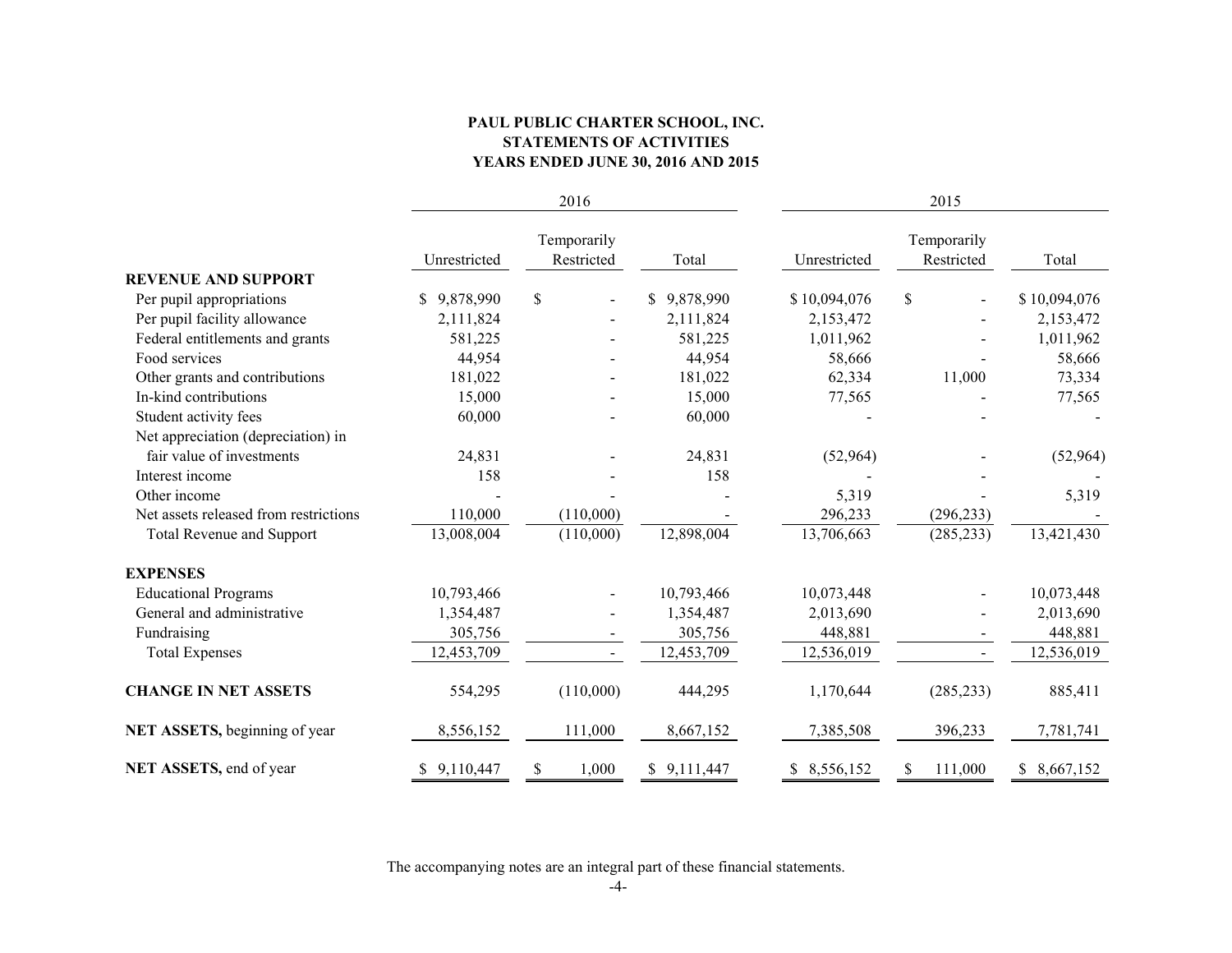**PAUL PUBLIC CHARTER SCHOOL, INC.**
**STATEMENTS OF ACTIVITIES**
**YEARS ENDED JUNE 30, 2016 AND 2015**

| | 2016 | | | 2015 | | |
|---|---|---|---|---|---|---|
| | Unrestricted | Temporarily Restricted | Total | Unrestricted | Temporarily Restricted | Total |
| **REVENUE AND SUPPORT** | | | | | | |
| Per pupil appropriations | $ 9,878,990 | $ - | $ 9,878,990 | $ 10,094,076 | $ - | $ 10,094,076 |
| Per pupil facility allowance | 2,111,824 | - | 2,111,824 | 2,153,472 | - | 2,153,472 |
| Federal entitlements and grants | 581,225 | - | 581,225 | 1,011,962 | - | 1,011,962 |
| Food services | 44,954 | - | 44,954 | 58,666 | - | 58,666 |
| Other grants and contributions | 181,022 | - | 181,022 | 62,334 | 11,000 | 73,334 |
| In-kind contributions | 15,000 | - | 15,000 | 77,565 | - | 77,565 |
| Student activity fees | 60,000 | - | 60,000 | - | - | - |
| Net appreciation (depreciation) in fair value of investments | 24,831 | - | 24,831 | (52,964) | - | (52,964) |
| Interest income | 158 | - | 158 | - | - | - |
| Other income | - | - | - | 5,319 | - | 5,319 |
| Net assets released from restrictions | 110,000 | (110,000) | - | 296,233 | (296,233) | - |
| Total Revenue and Support | 13,008,004 | (110,000) | 12,898,004 | 13,706,663 | (285,233) | 13,421,430 |
| **EXPENSES** | | | | | | |
| Educational Programs | 10,793,466 | - | 10,793,466 | 10,073,448 | - | 10,073,448 |
| General and administrative | 1,354,487 | - | 1,354,487 | 2,013,690 | - | 2,013,690 |
| Fundraising | 305,756 | - | 305,756 | 448,881 | - | 448,881 |
| Total Expenses | 12,453,709 | - | 12,453,709 | 12,536,019 | - | 12,536,019 |
| **CHANGE IN NET ASSETS** | 554,295 | (110,000) | 444,295 | 1,170,644 | (285,233) | 885,411 |
| **NET ASSETS,** beginning of year | 8,556,152 | 111,000 | 8,667,152 | 7,385,508 | 396,233 | 7,781,741 |
| **NET ASSETS,** end of year | $ 9,110,447 | $ 1,000 | $ 9,111,447 | $ 8,556,152 | $ 111,000 | $ 8,667,152 |

The accompanying notes are an integral part of these financial statements.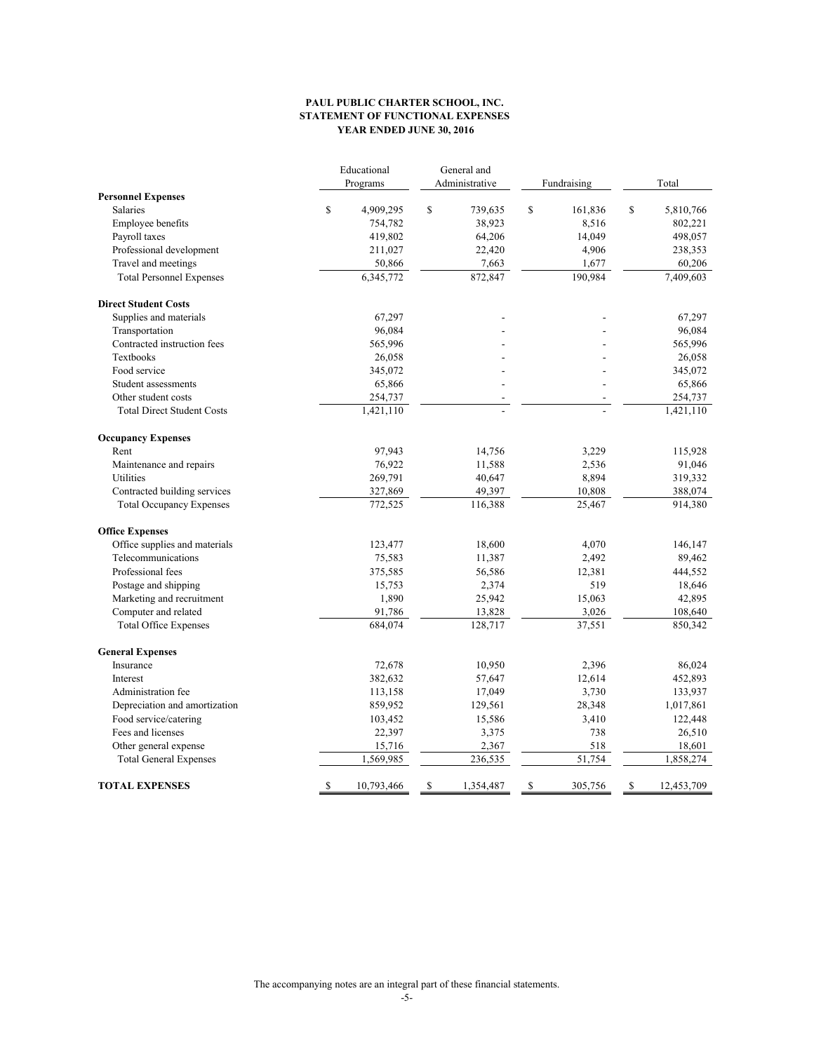**PAUL PUBLIC CHARTER SCHOOL, INC.**
**STATEMENT OF FUNCTIONAL EXPENSES**
**YEAR ENDED JUNE 30, 2016**

| | Educational Programs | General and Administrative | Fundraising | Total |
|---|---|---|---|---|
| **Personnel Expenses** | | | | |
| Salaries | $ 4,909,295 | $ 739,635 | $ 161,836 | $ 5,810,766 |
| Employee benefits | 754,782 | 38,923 | 8,516 | 802,221 |
| Payroll taxes | 419,802 | 64,206 | 14,049 | 498,057 |
| Professional development | 211,027 | 22,420 | 4,906 | 238,353 |
| Travel and meetings | 50,866 | 7,663 | 1,677 | 60,206 |
| Total Personnel Expenses | 6,345,772 | 872,847 | 190,984 | 7,409,603 |
| **Direct Student Costs** | | | | |
| Supplies and materials | 67,297 | - | - | 67,297 |
| Transportation | 96,084 | - | - | 96,084 |
| Contracted instruction fees | 565,996 | - | - | 565,996 |
| Textbooks | 26,058 | - | - | 26,058 |
| Food service | 345,072 | - | - | 345,072 |
| Student assessments | 65,866 | - | - | 65,866 |
| Other student costs | 254,737 | - | - | 254,737 |
| Total Direct Student Costs | 1,421,110 | - | - | 1,421,110 |
| **Occupancy Expenses** | | | | |
| Rent | 97,943 | 14,756 | 3,229 | 115,928 |
| Maintenance and repairs | 76,922 | 11,588 | 2,536 | 91,046 |
| Utilities | 269,791 | 40,647 | 8,894 | 319,332 |
| Contracted building services | 327,869 | 49,397 | 10,808 | 388,074 |
| Total Occupancy Expenses | 772,525 | 116,388 | 25,467 | 914,380 |
| **Office Expenses** | | | | |
| Office supplies and materials | 123,477 | 18,600 | 4,070 | 146,147 |
| Telecommunications | 75,583 | 11,387 | 2,492 | 89,462 |
| Professional fees | 375,585 | 56,586 | 12,381 | 444,552 |
| Postage and shipping | 15,753 | 2,374 | 519 | 18,646 |
| Marketing and recruitment | 1,890 | 25,942 | 15,063 | 42,895 |
| Computer and related | 91,786 | 13,828 | 3,026 | 108,640 |
| Total Office Expenses | 684,074 | 128,717 | 37,551 | 850,342 |
| **General Expenses** | | | | |
| Insurance | 72,678 | 10,950 | 2,396 | 86,024 |
| Interest | 382,632 | 57,647 | 12,614 | 452,893 |
| Administration fee | 113,158 | 17,049 | 3,730 | 133,937 |
| Depreciation and amortization | 859,952 | 129,561 | 28,348 | 1,017,861 |
| Food service/catering | 103,452 | 15,586 | 3,410 | 122,448 |
| Fees and licenses | 22,397 | 3,375 | 738 | 26,510 |
| Other general expense | 15,716 | 2,367 | 518 | 18,601 |
| Total General Expenses | 1,569,985 | 236,535 | 51,754 | 1,858,274 |
| **TOTAL EXPENSES** | $ 10,793,466 | $ 1,354,487 | $ 305,756 | $ 12,453,709 |

The accompanying notes are an integral part of these financial statements.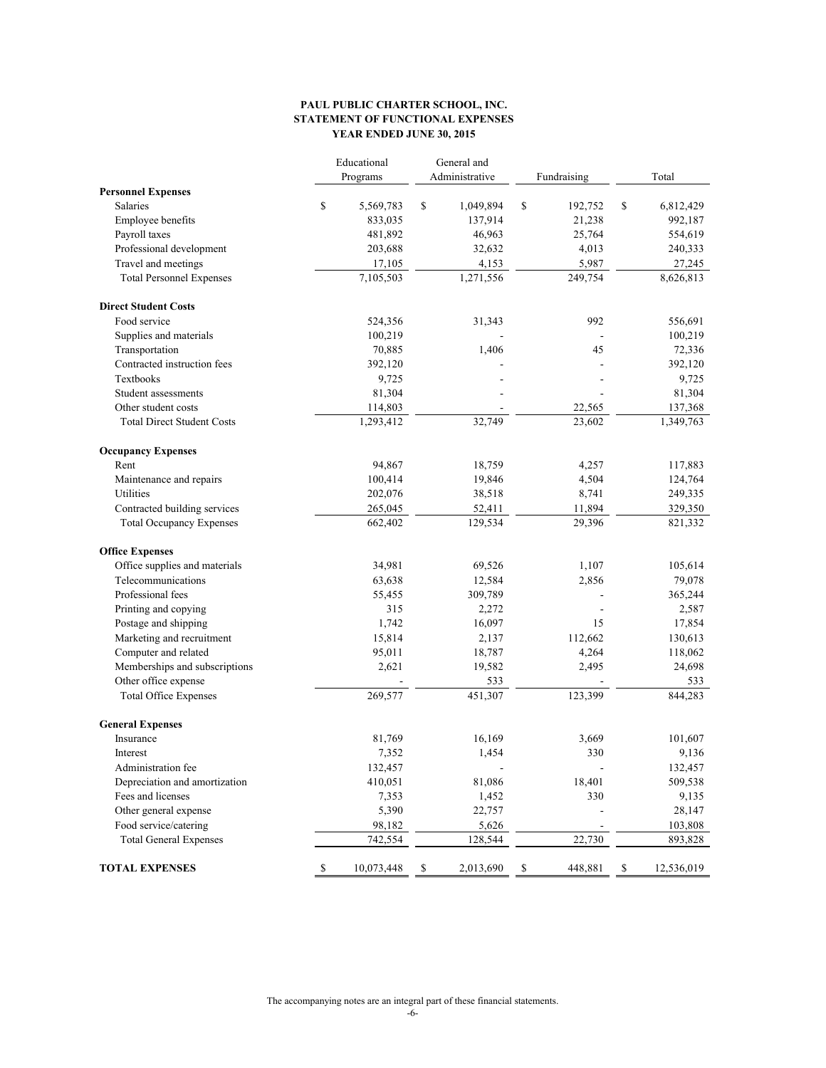**PAUL PUBLIC CHARTER SCHOOL, INC.**
**STATEMENT OF FUNCTIONAL EXPENSES**
**YEAR ENDED JUNE 30, 2015**

| | Educational Programs | General and Administrative | Fundraising | Total |
|---|---|---|---|---|
| **Personnel Expenses** | | | | |
| Salaries | $ 5,569,783 | $ 1,049,894 | $ 192,752 | $ 6,812,429 |
| Employee benefits | 833,035 | 137,914 | 21,238 | 992,187 |
| Payroll taxes | 481,892 | 46,963 | 25,764 | 554,619 |
| Professional development | 203,688 | 32,632 | 4,013 | 240,333 |
| Travel and meetings | 17,105 | 4,153 | 5,987 | 27,245 |
| Total Personnel Expenses | 7,105,503 | 1,271,556 | 249,754 | 8,626,813 |
| **Direct Student Costs** | | | | |
| Food service | 524,356 | 31,343 | 992 | 556,691 |
| Supplies and materials | 100,219 | - | - | 100,219 |
| Transportation | 70,885 | 1,406 | 45 | 72,336 |
| Contracted instruction fees | 392,120 | - | - | 392,120 |
| Textbooks | 9,725 | - | - | 9,725 |
| Student assessments | 81,304 | - | - | 81,304 |
| Other student costs | 114,803 | - | 22,565 | 137,368 |
| Total Direct Student Costs | 1,293,412 | 32,749 | 23,602 | 1,349,763 |
| **Occupancy Expenses** | | | | |
| Rent | 94,867 | 18,759 | 4,257 | 117,883 |
| Maintenance and repairs | 100,414 | 19,846 | 4,504 | 124,764 |
| Utilities | 202,076 | 38,518 | 8,741 | 249,335 |
| Contracted building services | 265,045 | 52,411 | 11,894 | 329,350 |
| Total Occupancy Expenses | 662,402 | 129,534 | 29,396 | 821,332 |
| **Office Expenses** | | | | |
| Office supplies and materials | 34,981 | 69,526 | 1,107 | 105,614 |
| Telecommunications | 63,638 | 12,584 | 2,856 | 79,078 |
| Professional fees | 55,455 | 309,789 | - | 365,244 |
| Printing and copying | 315 | 2,272 | - | 2,587 |
| Postage and shipping | 1,742 | 16,097 | 15 | 17,854 |
| Marketing and recruitment | 15,814 | 2,137 | 112,662 | 130,613 |
| Computer and related | 95,011 | 18,787 | 4,264 | 118,062 |
| Memberships and subscriptions | 2,621 | 19,582 | 2,495 | 24,698 |
| Other office expense | - | 533 | - | 533 |
| Total Office Expenses | 269,577 | 451,307 | 123,399 | 844,283 |
| **General Expenses** | | | | |
| Insurance | 81,769 | 16,169 | 3,669 | 101,607 |
| Interest | 7,352 | 1,454 | 330 | 9,136 |
| Administration fee | 132,457 | - | - | 132,457 |
| Depreciation and amortization | 410,051 | 81,086 | 18,401 | 509,538 |
| Fees and licenses | 7,353 | 1,452 | 330 | 9,135 |
| Other general expense | 5,390 | 22,757 | - | 28,147 |
| Food service/catering | 98,182 | 5,626 | - | 103,808 |
| Total General Expenses | 742,554 | 128,544 | 22,730 | 893,828 |
| **TOTAL EXPENSES** | $ 10,073,448 | $ 2,013,690 | $ 448,881 | $ 12,536,019 |

The accompanying notes are an integral part of these financial statements.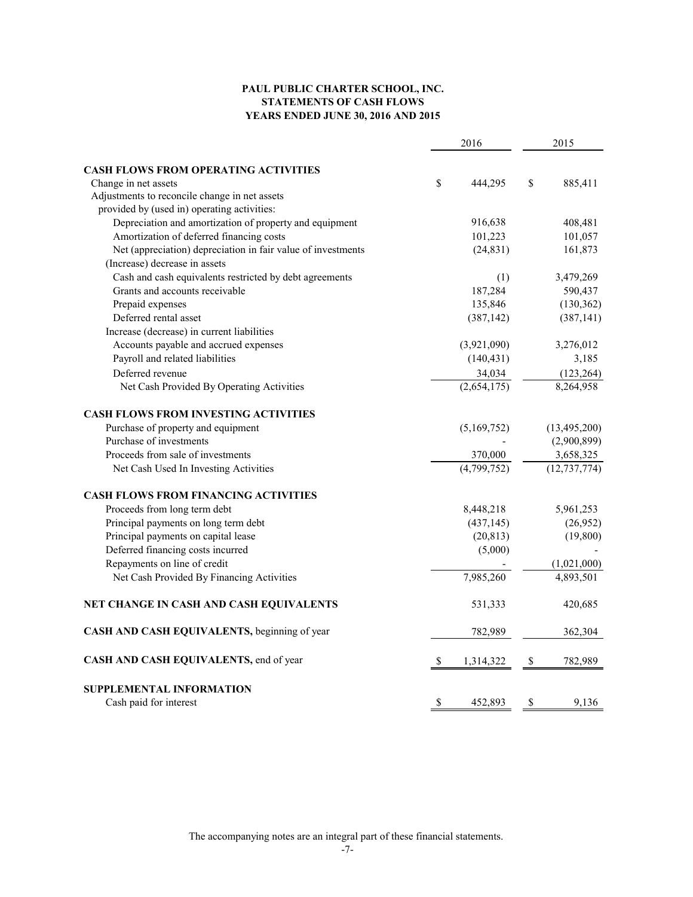**PAUL PUBLIC CHARTER SCHOOL, INC.**
**STATEMENTS OF CASH FLOWS**
**YEARS ENDED JUNE 30, 2016 AND 2015**

| | 2016 | 2015 |
|---|---|---|
| **CASH FLOWS FROM OPERATING ACTIVITIES** | | |
| Change in net assets | $ 444,295 | $ 885,411 |
| Adjustments to reconcile change in net assets provided by (used in) operating activities: | | |
| Depreciation and amortization of property and equipment | 916,638 | 408,481 |
| Amortization of deferred financing costs | 101,223 | 101,057 |
| Net (appreciation) depreciation in fair value of investments | (24,831) | 161,873 |
| (Increase) decrease in assets | | |
| Cash and cash equivalents restricted by debt agreements | (1) | 3,479,269 |
| Grants and accounts receivable | 187,284 | 590,437 |
| Prepaid expenses | 135,846 | (130,362) |
| Deferred rental asset | (387,142) | (387,141) |
| Increase (decrease) in current liabilities | | |
| Accounts payable and accrued expenses | (3,921,090) | 3,276,012 |
| Payroll and related liabilities | (140,431) | 3,185 |
| Deferred revenue | 34,034 | (123,264) |
| Net Cash Provided By Operating Activities | (2,654,175) | 8,264,958 |
| **CASH FLOWS FROM INVESTING ACTIVITIES** | | |
| Purchase of property and equipment | (5,169,752) | (13,495,200) |
| Purchase of investments | - | (2,900,899) |
| Proceeds from sale of investments | 370,000 | 3,658,325 |
| Net Cash Used In Investing Activities | (4,799,752) | (12,737,774) |
| **CASH FLOWS FROM FINANCING ACTIVITIES** | | |
| Proceeds from long term debt | 8,448,218 | 5,961,253 |
| Principal payments on long term debt | (437,145) | (26,952) |
| Principal payments on capital lease | (20,813) | (19,800) |
| Deferred financing costs incurred | (5,000) | - |
| Repayments on line of credit | - | (1,021,000) |
| Net Cash Provided By Financing Activities | 7,985,260 | 4,893,501 |
| **NET CHANGE IN CASH AND CASH EQUIVALENTS** | 531,333 | 420,685 |
| **CASH AND CASH EQUIVALENTS,** beginning of year | 782,989 | 362,304 |
| **CASH AND CASH EQUIVALENTS,** end of year | $ 1,314,322 | $ 782,989 |
| **SUPPLEMENTAL INFORMATION** | | |
| Cash paid for interest | $ 452,893 | $ 9,136 |

The accompanying notes are an integral part of these financial statements.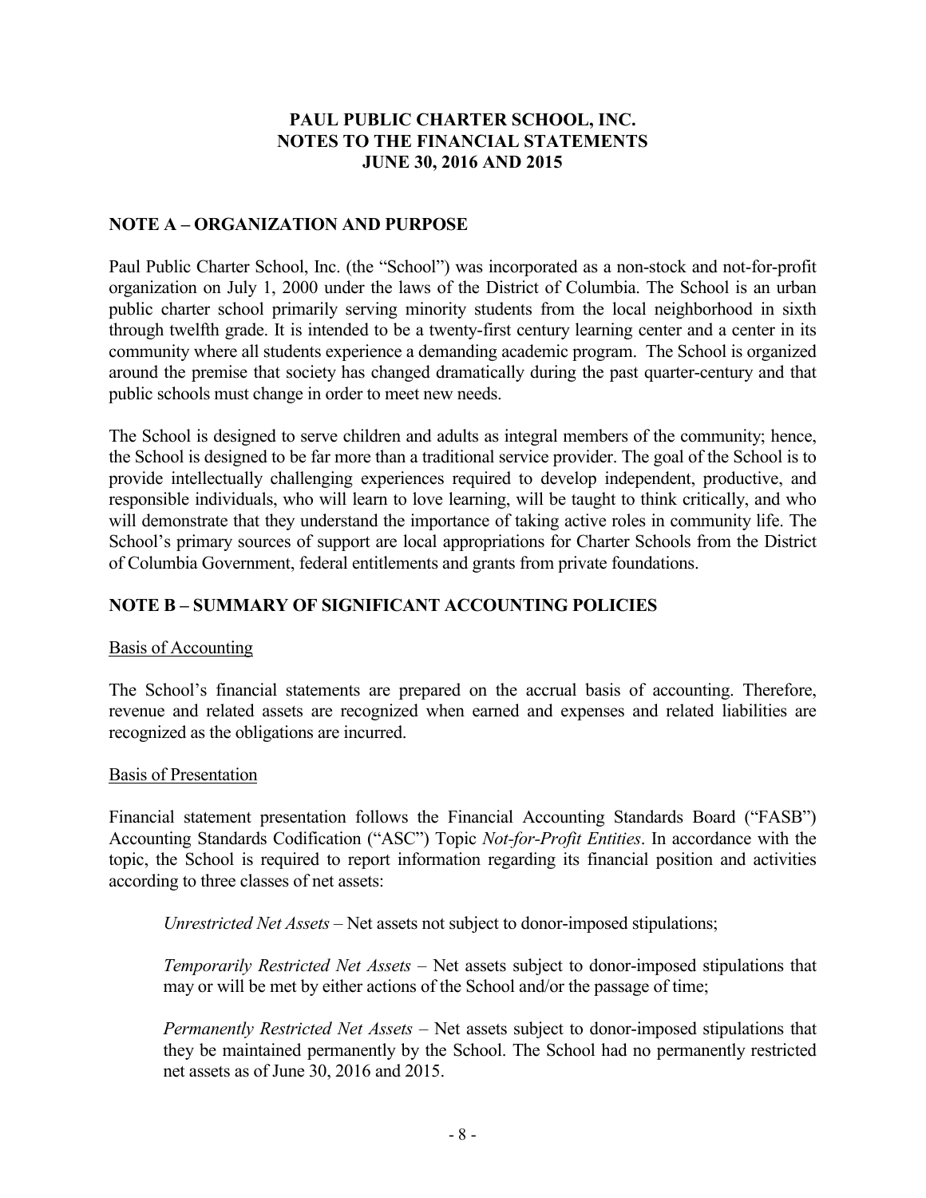# PAUL PUBLIC CHARTER SCHOOL, INC.
# NOTES TO THE FINANCIAL STATEMENTS
# JUNE 30, 2016 AND 2015

## NOTE A – ORGANIZATION AND PURPOSE

Paul Public Charter School, Inc. (the "School") was incorporated as a non-stock and not-for-profit organization on July 1, 2000 under the laws of the District of Columbia. The School is an urban public charter school primarily serving minority students from the local neighborhood in sixth through twelfth grade. It is intended to be a twenty-first century learning center and a center in its community where all students experience a demanding academic program. The School is organized around the premise that society has changed dramatically during the past quarter-century and that public schools must change in order to meet new needs.

The School is designed to serve children and adults as integral members of the community; hence, the School is designed to be far more than a traditional service provider. The goal of the School is to provide intellectually challenging experiences required to develop independent, productive, and responsible individuals, who will learn to love learning, will be taught to think critically, and who will demonstrate that they understand the importance of taking active roles in community life. The School's primary sources of support are local appropriations for Charter Schools from the District of Columbia Government, federal entitlements and grants from private foundations.

## NOTE B – SUMMARY OF SIGNIFICANT ACCOUNTING POLICIES

Basis of Accounting

The School's financial statements are prepared on the accrual basis of accounting. Therefore, revenue and related assets are recognized when earned and expenses and related liabilities are recognized as the obligations are incurred.

Basis of Presentation

Financial statement presentation follows the Financial Accounting Standards Board ("FASB") Accounting Standards Codification ("ASC") Topic *Not-for-Profit Entities*. In accordance with the topic, the School is required to report information regarding its financial position and activities according to three classes of net assets:

*Unrestricted Net Assets* – Net assets not subject to donor-imposed stipulations;

*Temporarily Restricted Net Assets* – Net assets subject to donor-imposed stipulations that may or will be met by either actions of the School and/or the passage of time;

*Permanently Restricted Net Assets* – Net assets subject to donor-imposed stipulations that they be maintained permanently by the School. The School had no permanently restricted net assets as of June 30, 2016 and 2015.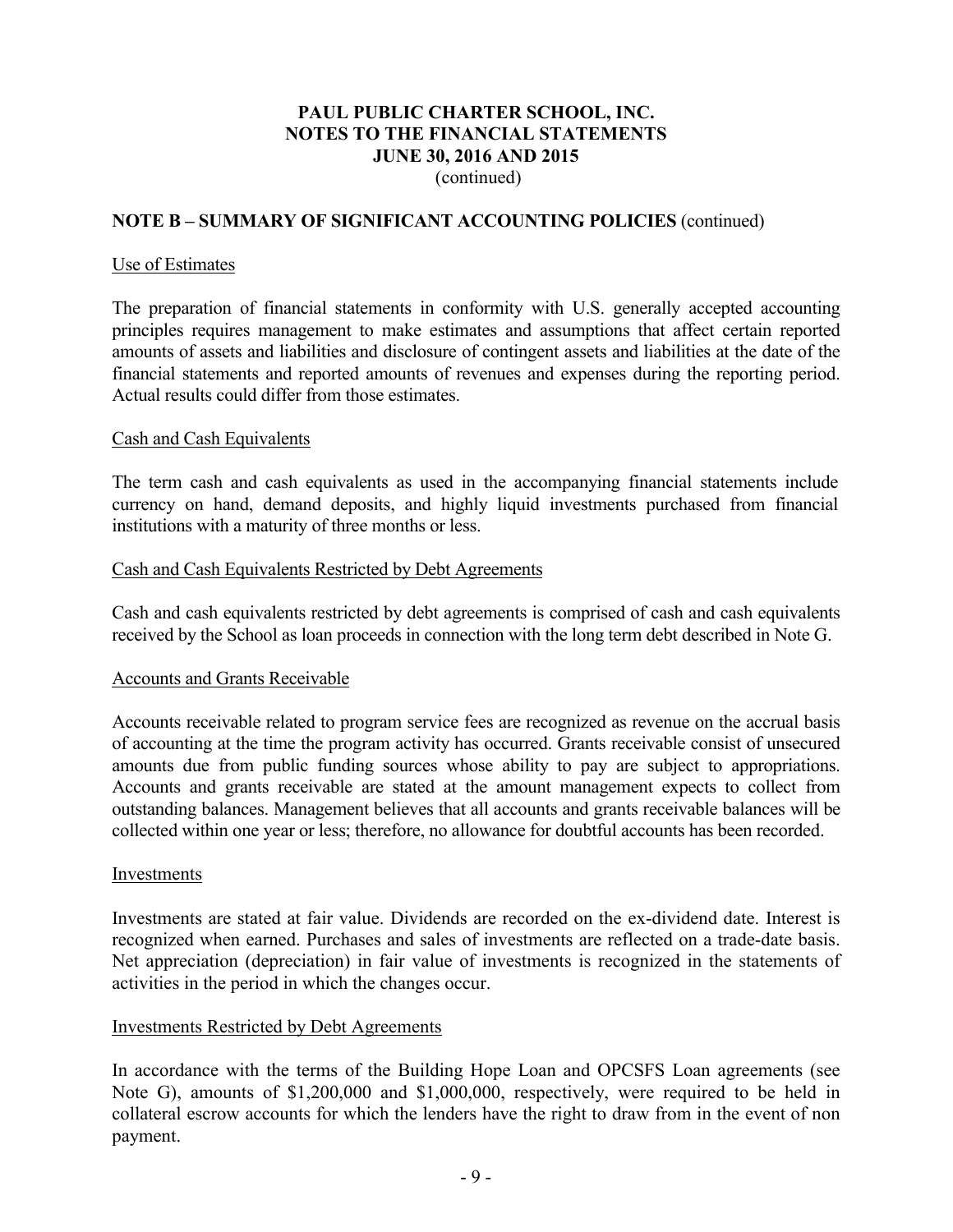# PAUL PUBLIC CHARTER SCHOOL, INC.
# NOTES TO THE FINANCIAL STATEMENTS
# JUNE 30, 2016 AND 2015
(continued)

## NOTE B – SUMMARY OF SIGNIFICANT ACCOUNTING POLICIES (continued)

### Use of Estimates

The preparation of financial statements in conformity with U.S. generally accepted accounting principles requires management to make estimates and assumptions that affect certain reported amounts of assets and liabilities and disclosure of contingent assets and liabilities at the date of the financial statements and reported amounts of revenues and expenses during the reporting period. Actual results could differ from those estimates.

### Cash and Cash Equivalents

The term cash and cash equivalents as used in the accompanying financial statements include currency on hand, demand deposits, and highly liquid investments purchased from financial institutions with a maturity of three months or less.

### Cash and Cash Equivalents Restricted by Debt Agreements

Cash and cash equivalents restricted by debt agreements is comprised of cash and cash equivalents received by the School as loan proceeds in connection with the long term debt described in Note G.

### Accounts and Grants Receivable

Accounts receivable related to program service fees are recognized as revenue on the accrual basis of accounting at the time the program activity has occurred. Grants receivable consist of unsecured amounts due from public funding sources whose ability to pay are subject to appropriations. Accounts and grants receivable are stated at the amount management expects to collect from outstanding balances. Management believes that all accounts and grants receivable balances will be collected within one year or less; therefore, no allowance for doubtful accounts has been recorded.

### Investments

Investments are stated at fair value. Dividends are recorded on the ex-dividend date. Interest is recognized when earned. Purchases and sales of investments are reflected on a trade-date basis. Net appreciation (depreciation) in fair value of investments is recognized in the statements of activities in the period in which the changes occur.

### Investments Restricted by Debt Agreements

In accordance with the terms of the Building Hope Loan and OPCSFS Loan agreements (see Note G), amounts of $1,200,000 and $1,000,000, respectively, were required to be held in collateral escrow accounts for which the lenders have the right to draw from in the event of non payment.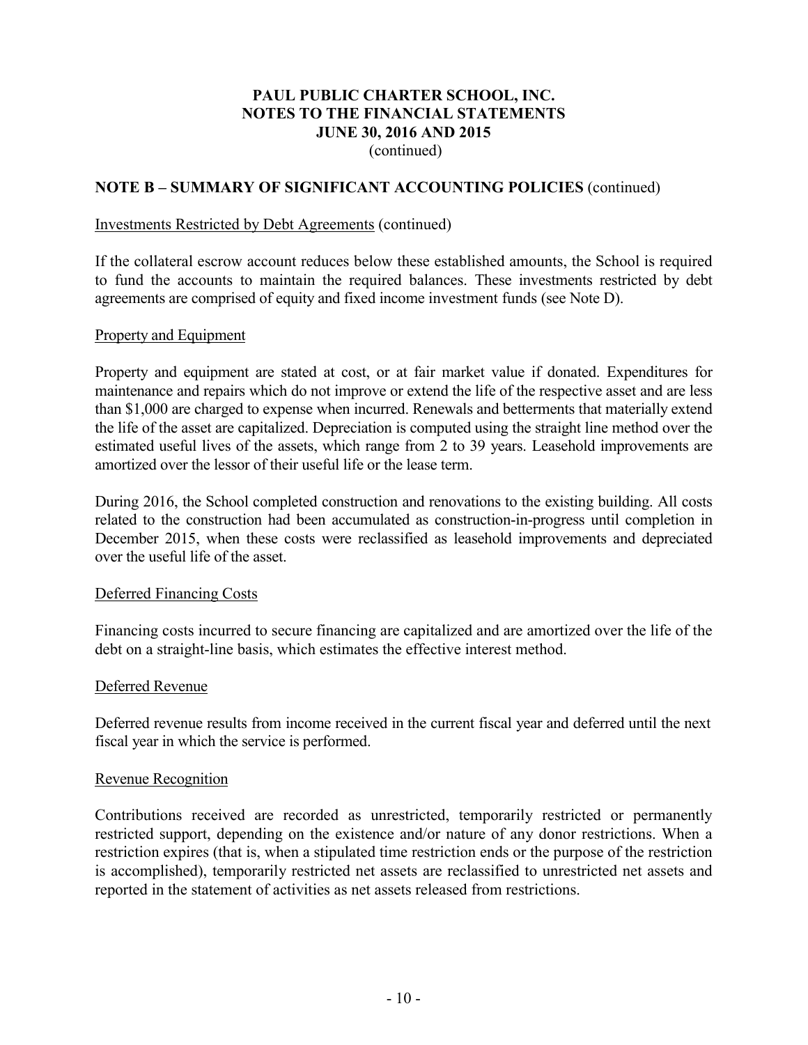# PAUL PUBLIC CHARTER SCHOOL, INC.
# NOTES TO THE FINANCIAL STATEMENTS
# JUNE 30, 2016 AND 2015
(continued)

## NOTE B – SUMMARY OF SIGNIFICANT ACCOUNTING POLICIES (continued)

Investments Restricted by Debt Agreements (continued)

If the collateral escrow account reduces below these established amounts, the School is required to fund the accounts to maintain the required balances. These investments restricted by debt agreements are comprised of equity and fixed income investment funds (see Note D).

Property and Equipment

Property and equipment are stated at cost, or at fair market value if donated. Expenditures for maintenance and repairs which do not improve or extend the life of the respective asset and are less than $1,000 are charged to expense when incurred. Renewals and betterments that materially extend the life of the asset are capitalized. Depreciation is computed using the straight line method over the estimated useful lives of the assets, which range from 2 to 39 years. Leasehold improvements are amortized over the lessor of their useful life or the lease term.

During 2016, the School completed construction and renovations to the existing building. All costs related to the construction had been accumulated as construction-in-progress until completion in December 2015, when these costs were reclassified as leasehold improvements and depreciated over the useful life of the asset.

Deferred Financing Costs

Financing costs incurred to secure financing are capitalized and are amortized over the life of the debt on a straight-line basis, which estimates the effective interest method.

Deferred Revenue

Deferred revenue results from income received in the current fiscal year and deferred until the next fiscal year in which the service is performed.

Revenue Recognition

Contributions received are recorded as unrestricted, temporarily restricted or permanently restricted support, depending on the existence and/or nature of any donor restrictions. When a restriction expires (that is, when a stipulated time restriction ends or the purpose of the restriction is accomplished), temporarily restricted net assets are reclassified to unrestricted net assets and reported in the statement of activities as net assets released from restrictions.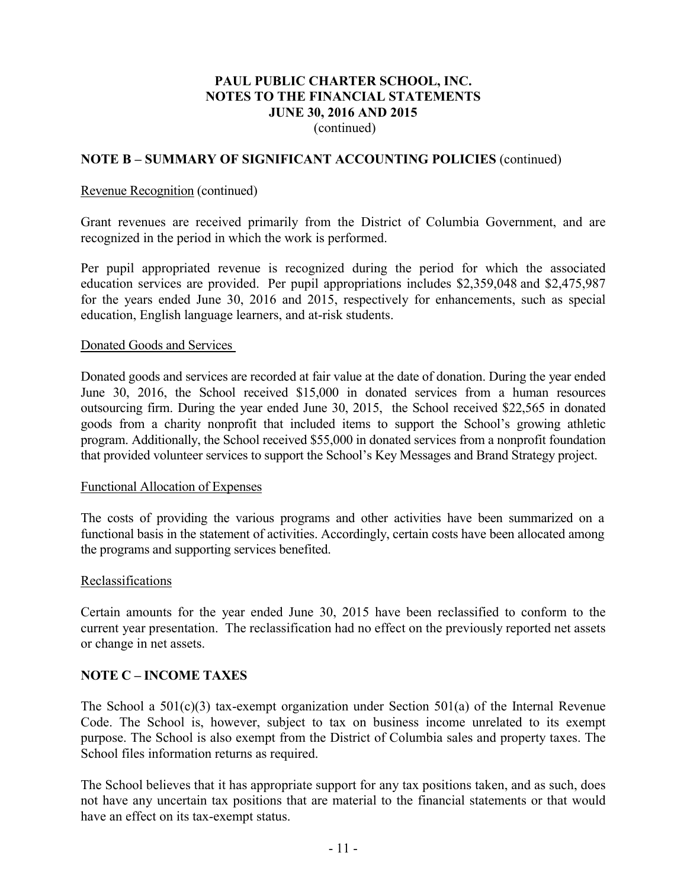**PAUL PUBLIC CHARTER SCHOOL, INC.**
**NOTES TO THE FINANCIAL STATEMENTS**
**JUNE 30, 2016 AND 2015**
(continued)

## NOTE B – SUMMARY OF SIGNIFICANT ACCOUNTING POLICIES (continued)

Revenue Recognition (continued)

Grant revenues are received primarily from the District of Columbia Government, and are recognized in the period in which the work is performed.

Per pupil appropriated revenue is recognized during the period for which the associated education services are provided. Per pupil appropriations includes $2,359,048 and $2,475,987 for the years ended June 30, 2016 and 2015, respectively for enhancements, such as special education, English language learners, and at-risk students.

Donated Goods and Services

Donated goods and services are recorded at fair value at the date of donation. During the year ended June 30, 2016, the School received $15,000 in donated services from a human resources outsourcing firm. During the year ended June 30, 2015, the School received $22,565 in donated goods from a charity nonprofit that included items to support the School's growing athletic program. Additionally, the School received $55,000 in donated services from a nonprofit foundation that provided volunteer services to support the School's Key Messages and Brand Strategy project.

Functional Allocation of Expenses

The costs of providing the various programs and other activities have been summarized on a functional basis in the statement of activities. Accordingly, certain costs have been allocated among the programs and supporting services benefited.

Reclassifications

Certain amounts for the year ended June 30, 2015 have been reclassified to conform to the current year presentation. The reclassification had no effect on the previously reported net assets or change in net assets.

## NOTE C – INCOME TAXES

The School a 501(c)(3) tax-exempt organization under Section 501(a) of the Internal Revenue Code. The School is, however, subject to tax on business income unrelated to its exempt purpose. The School is also exempt from the District of Columbia sales and property taxes. The School files information returns as required.

The School believes that it has appropriate support for any tax positions taken, and as such, does not have any uncertain tax positions that are material to the financial statements or that would have an effect on its tax-exempt status.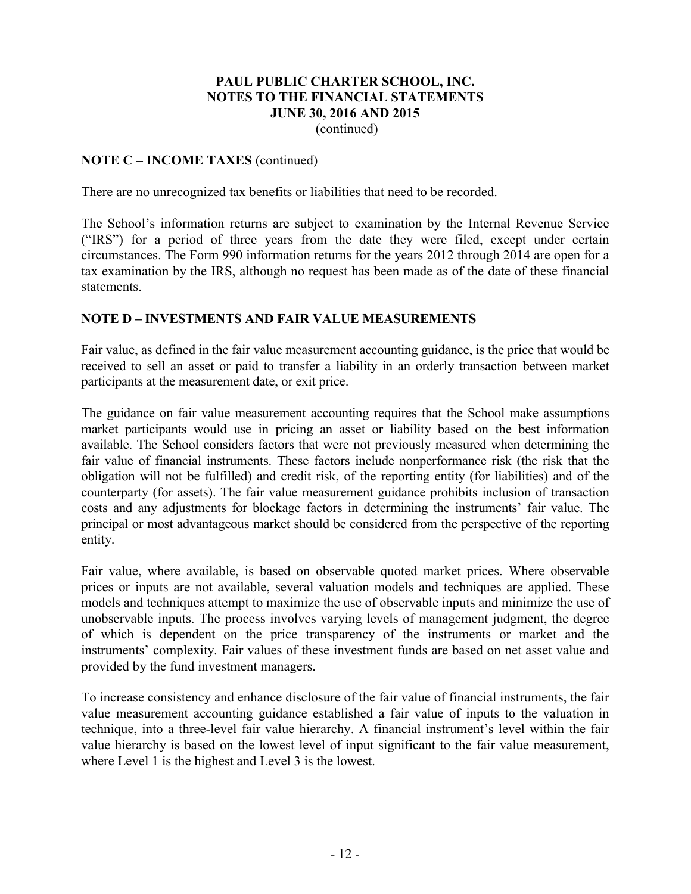**NOTE C – INCOME TAXES** (continued)

There are no unrecognized tax benefits or liabilities that need to be recorded.

The School's information returns are subject to examination by the Internal Revenue Service ("IRS") for a period of three years from the date they were filed, except under certain circumstances. The Form 990 information returns for the years 2012 through 2014 are open for a tax examination by the IRS, although no request has been made as of the date of these financial statements.

**NOTE D – INVESTMENTS AND FAIR VALUE MEASUREMENTS**

Fair value, as defined in the fair value measurement accounting guidance, is the price that would be received to sell an asset or paid to transfer a liability in an orderly transaction between market participants at the measurement date, or exit price.

The guidance on fair value measurement accounting requires that the School make assumptions market participants would use in pricing an asset or liability based on the best information available. The School considers factors that were not previously measured when determining the fair value of financial instruments. These factors include nonperformance risk (the risk that the obligation will not be fulfilled) and credit risk, of the reporting entity (for liabilities) and of the counterparty (for assets). The fair value measurement guidance prohibits inclusion of transaction costs and any adjustments for blockage factors in determining the instruments' fair value. The principal or most advantageous market should be considered from the perspective of the reporting entity.

Fair value, where available, is based on observable quoted market prices. Where observable prices or inputs are not available, several valuation models and techniques are applied. These models and techniques attempt to maximize the use of observable inputs and minimize the use of unobservable inputs. The process involves varying levels of management judgment, the degree of which is dependent on the price transparency of the instruments or market and the instruments' complexity. Fair values of these investment funds are based on net asset value and provided by the fund investment managers.

To increase consistency and enhance disclosure of the fair value of financial instruments, the fair value measurement accounting guidance established a fair value of inputs to the valuation in technique, into a three-level fair value hierarchy. A financial instrument's level within the fair value hierarchy is based on the lowest level of input significant to the fair value measurement, where Level 1 is the highest and Level 3 is the lowest.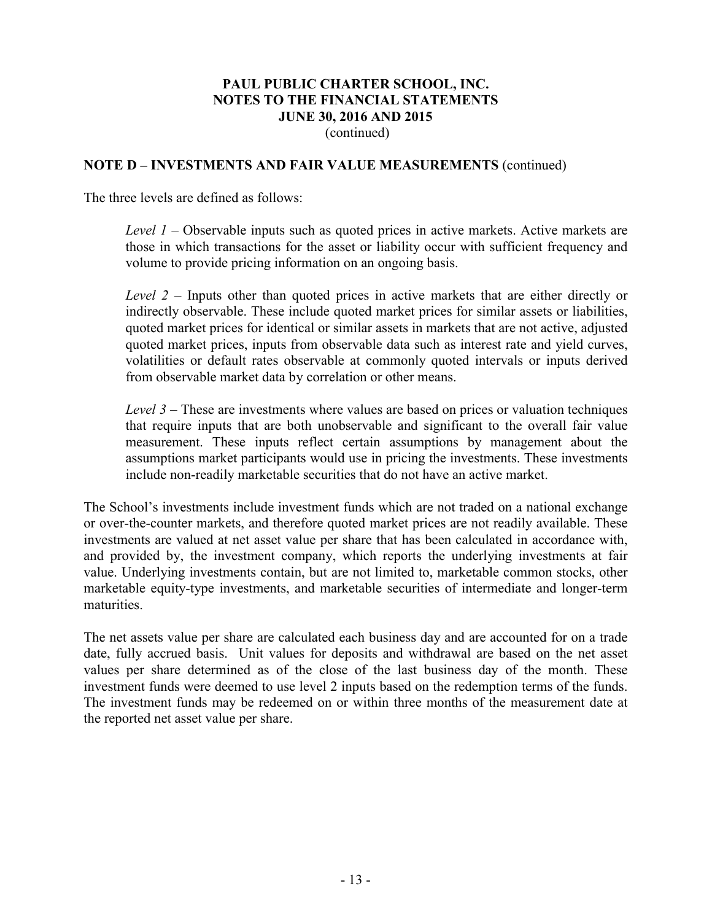**NOTE D – INVESTMENTS AND FAIR VALUE MEASUREMENTS** (continued)

The three levels are defined as follows:

> *Level 1* – Observable inputs such as quoted prices in active markets. Active markets are those in which transactions for the asset or liability occur with sufficient frequency and volume to provide pricing information on an ongoing basis.
>
> *Level 2* – Inputs other than quoted prices in active markets that are either directly or indirectly observable. These include quoted market prices for similar assets or liabilities, quoted market prices for identical or similar assets in markets that are not active, adjusted quoted market prices, inputs from observable data such as interest rate and yield curves, volatilities or default rates observable at commonly quoted intervals or inputs derived from observable market data by correlation or other means.
>
> *Level 3* – These are investments where values are based on prices or valuation techniques that require inputs that are both unobservable and significant to the overall fair value measurement. These inputs reflect certain assumptions by management about the assumptions market participants would use in pricing the investments. These investments include non-readily marketable securities that do not have an active market.

The School's investments include investment funds which are not traded on a national exchange or over-the-counter markets, and therefore quoted market prices are not readily available. These investments are valued at net asset value per share that has been calculated in accordance with, and provided by, the investment company, which reports the underlying investments at fair value. Underlying investments contain, but are not limited to, marketable common stocks, other marketable equity-type investments, and marketable securities of intermediate and longer-term maturities.

The net assets value per share are calculated each business day and are accounted for on a trade date, fully accrued basis. Unit values for deposits and withdrawal are based on the net asset values per share determined as of the close of the last business day of the month. These investment funds were deemed to use level 2 inputs based on the redemption terms of the funds. The investment funds may be redeemed on or within three months of the measurement date at the reported net asset value per share.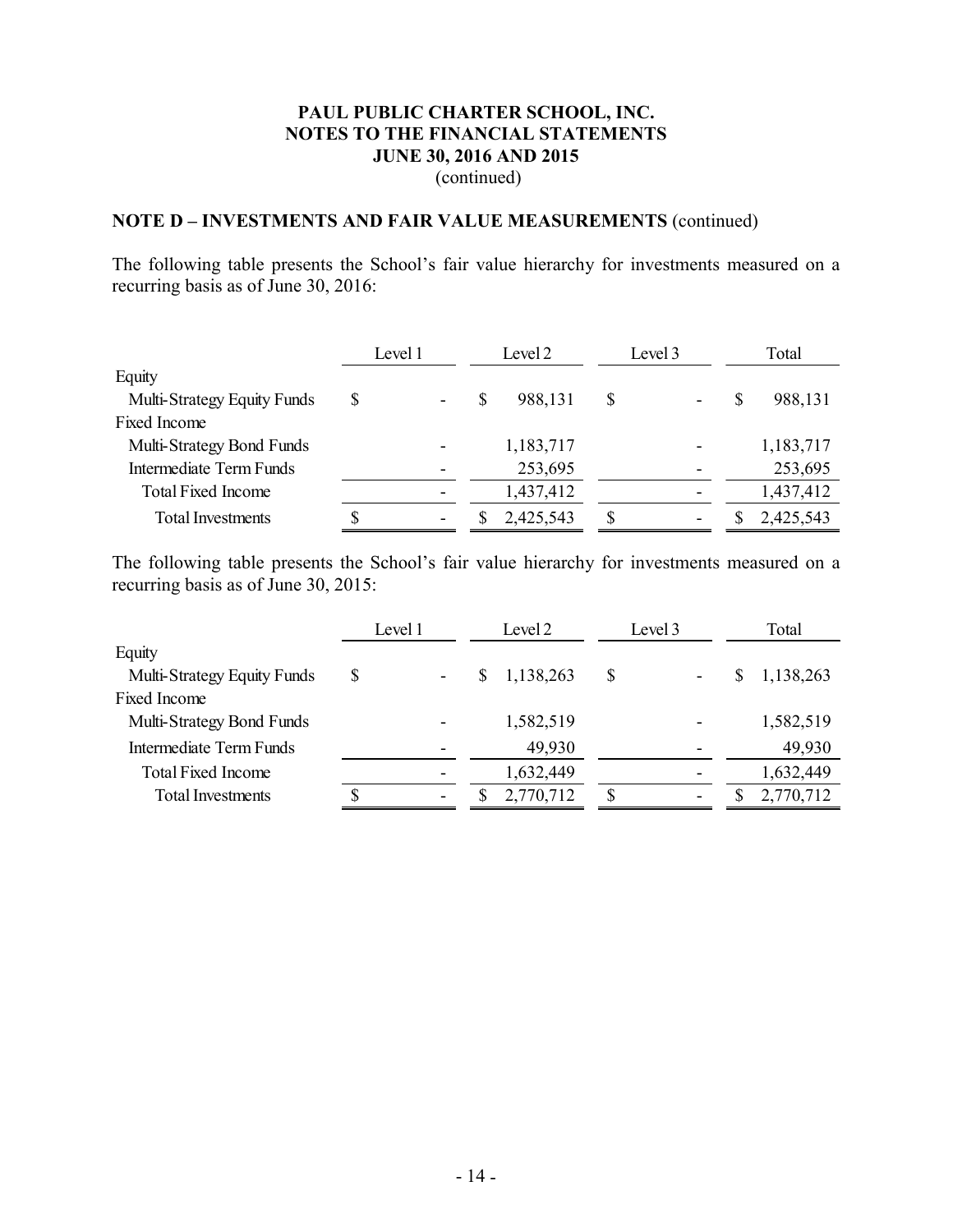**PAUL PUBLIC CHARTER SCHOOL, INC.**
**NOTES TO THE FINANCIAL STATEMENTS**
**JUNE 30, 2016 AND 2015**
(continued)

## NOTE D – INVESTMENTS AND FAIR VALUE MEASUREMENTS (continued)

The following table presents the School's fair value hierarchy for investments measured on a recurring basis as of June 30, 2016:

| | Level 1 | Level 2 | Level 3 | Total |
|---|---|---|---|---|
| Equity | | | | |
| Multi-Strategy Equity Funds | $ - | $ 988,131 | $ - | $ 988,131 |
| Fixed Income | | | | |
| Multi-Strategy Bond Funds | - | 1,183,717 | - | 1,183,717 |
| Intermediate Term Funds | - | 253,695 | - | 253,695 |
| Total Fixed Income | - | 1,437,412 | - | 1,437,412 |
| Total Investments | $ - | $ 2,425,543 | $ - | $ 2,425,543 |

The following table presents the School's fair value hierarchy for investments measured on a recurring basis as of June 30, 2015:

| | Level 1 | Level 2 | Level 3 | Total |
|---|---|---|---|---|
| Equity | | | | |
| Multi-Strategy Equity Funds | $ - | $ 1,138,263 | $ - | $ 1,138,263 |
| Fixed Income | | | | |
| Multi-Strategy Bond Funds | - | 1,582,519 | - | 1,582,519 |
| Intermediate Term Funds | - | 49,930 | - | 49,930 |
| Total Fixed Income | - | 1,632,449 | - | 1,632,449 |
| Total Investments | $ - | $ 2,770,712 | $ - | $ 2,770,712 |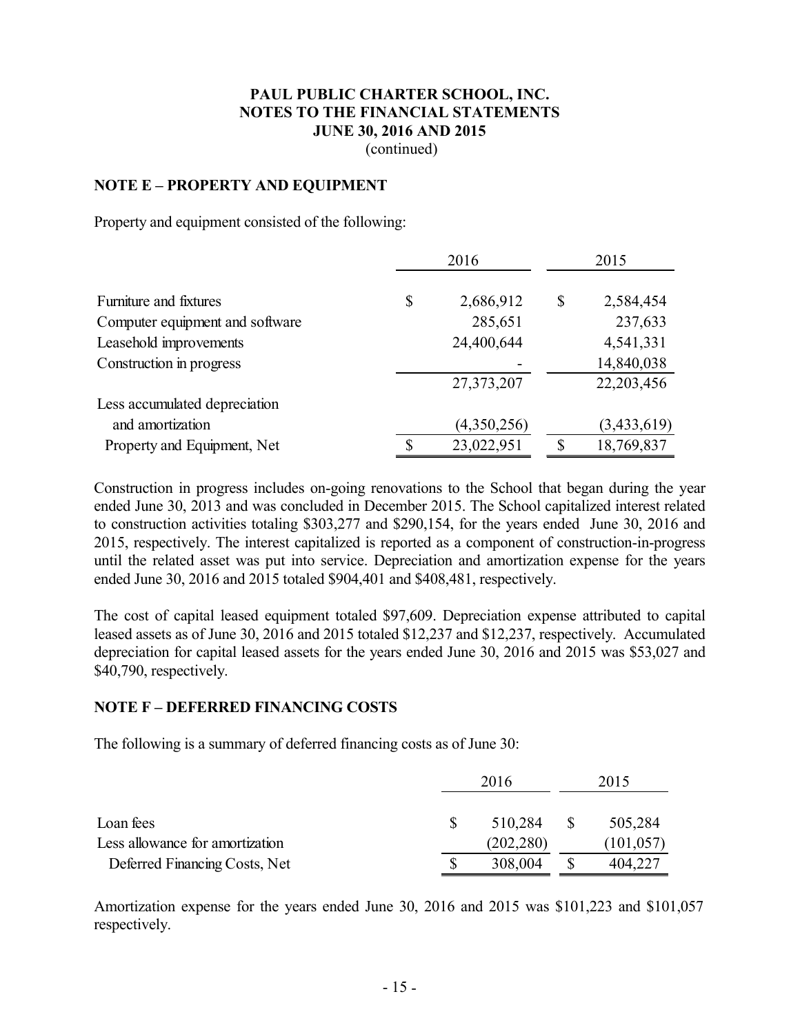**PAUL PUBLIC CHARTER SCHOOL, INC.**
**NOTES TO THE FINANCIAL STATEMENTS**
**JUNE 30, 2016 AND 2015**
(continued)

## NOTE E – PROPERTY AND EQUIPMENT

Property and equipment consisted of the following:

| | 2016 | 2015 |
|---|---|---|
| Furniture and fixtures | $ 2,686,912 | $ 2,584,454 |
| Computer equipment and software | 285,651 | 237,633 |
| Leasehold improvements | 24,400,644 | 4,541,331 |
| Construction in progress | - | 14,840,038 |
| | 27,373,207 | 22,203,456 |
| Less accumulated depreciation and amortization | (4,350,256) | (3,433,619) |
| Property and Equipment, Net | $ 23,022,951 | $ 18,769,837 |

Construction in progress includes on-going renovations to the School that began during the year ended June 30, 2013 and was concluded in December 2015. The School capitalized interest related to construction activities totaling $303,277 and $290,154, for the years ended June 30, 2016 and 2015, respectively. The interest capitalized is reported as a component of construction-in-progress until the related asset was put into service. Depreciation and amortization expense for the years ended June 30, 2016 and 2015 totaled $904,401 and $408,481, respectively.

The cost of capital leased equipment totaled $97,609. Depreciation expense attributed to capital leased assets as of June 30, 2016 and 2015 totaled $12,237 and $12,237, respectively. Accumulated depreciation for capital leased assets for the years ended June 30, 2016 and 2015 was $53,027 and $40,790, respectively.

## NOTE F – DEFERRED FINANCING COSTS

The following is a summary of deferred financing costs as of June 30:

| | 2016 | 2015 |
|---|---|---|
| Loan fees | $ 510,284 | $ 505,284 |
| Less allowance for amortization | (202,280) | (101,057) |
| Deferred Financing Costs, Net | $ 308,004 | $ 404,227 |

Amortization expense for the years ended June 30, 2016 and 2015 was $101,223 and $101,057 respectively.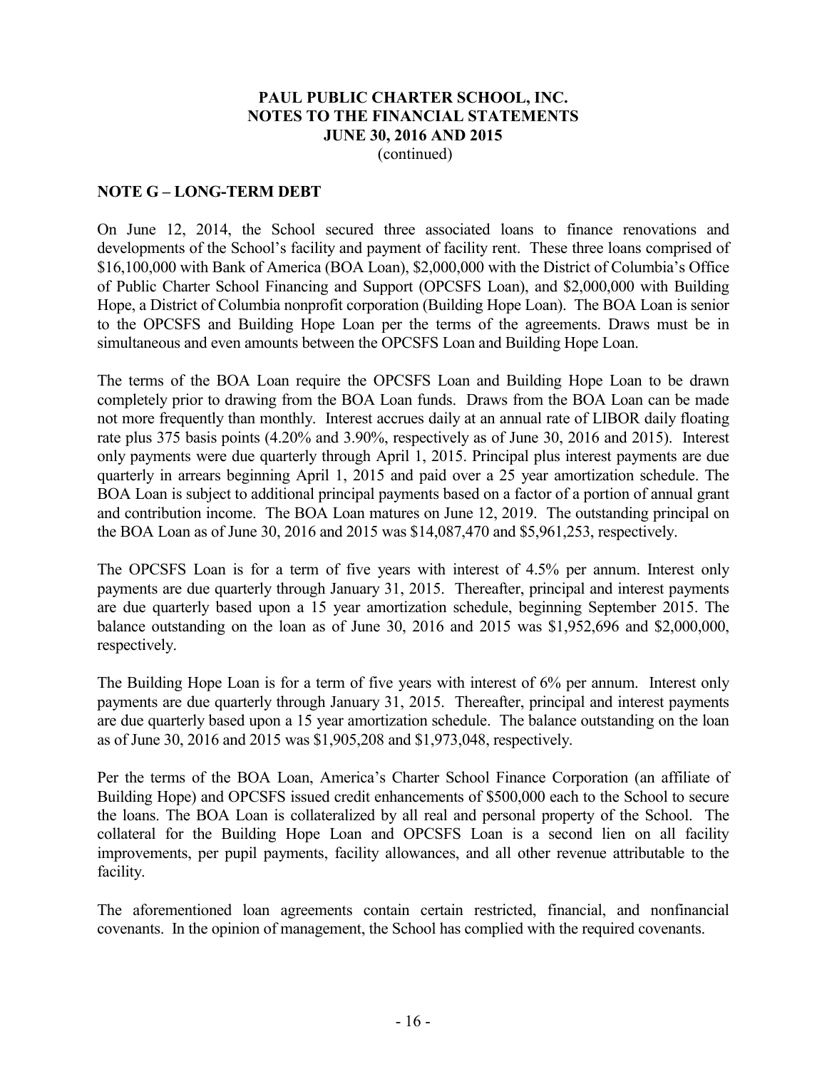## NOTE G – LONG-TERM DEBT

On June 12, 2014, the School secured three associated loans to finance renovations and developments of the School's facility and payment of facility rent. These three loans comprised of $16,100,000 with Bank of America (BOA Loan), $2,000,000 with the District of Columbia's Office of Public Charter School Financing and Support (OPCSFS Loan), and $2,000,000 with Building Hope, a District of Columbia nonprofit corporation (Building Hope Loan). The BOA Loan is senior to the OPCSFS and Building Hope Loan per the terms of the agreements. Draws must be in simultaneous and even amounts between the OPCSFS Loan and Building Hope Loan.

The terms of the BOA Loan require the OPCSFS Loan and Building Hope Loan to be drawn completely prior to drawing from the BOA Loan funds. Draws from the BOA Loan can be made not more frequently than monthly. Interest accrues daily at an annual rate of LIBOR daily floating rate plus 375 basis points (4.20% and 3.90%, respectively as of June 30, 2016 and 2015). Interest only payments were due quarterly through April 1, 2015. Principal plus interest payments are due quarterly in arrears beginning April 1, 2015 and paid over a 25 year amortization schedule. The BOA Loan is subject to additional principal payments based on a factor of a portion of annual grant and contribution income. The BOA Loan matures on June 12, 2019. The outstanding principal on the BOA Loan as of June 30, 2016 and 2015 was $14,087,470 and $5,961,253, respectively.

The OPCSFS Loan is for a term of five years with interest of 4.5% per annum. Interest only payments are due quarterly through January 31, 2015. Thereafter, principal and interest payments are due quarterly based upon a 15 year amortization schedule, beginning September 2015. The balance outstanding on the loan as of June 30, 2016 and 2015 was $1,952,696 and $2,000,000, respectively.

The Building Hope Loan is for a term of five years with interest of 6% per annum. Interest only payments are due quarterly through January 31, 2015. Thereafter, principal and interest payments are due quarterly based upon a 15 year amortization schedule. The balance outstanding on the loan as of June 30, 2016 and 2015 was $1,905,208 and $1,973,048, respectively.

Per the terms of the BOA Loan, America's Charter School Finance Corporation (an affiliate of Building Hope) and OPCSFS issued credit enhancements of $500,000 each to the School to secure the loans. The BOA Loan is collateralized by all real and personal property of the School. The collateral for the Building Hope Loan and OPCSFS Loan is a second lien on all facility improvements, per pupil payments, facility allowances, and all other revenue attributable to the facility.

The aforementioned loan agreements contain certain restricted, financial, and nonfinancial covenants. In the opinion of management, the School has complied with the required covenants.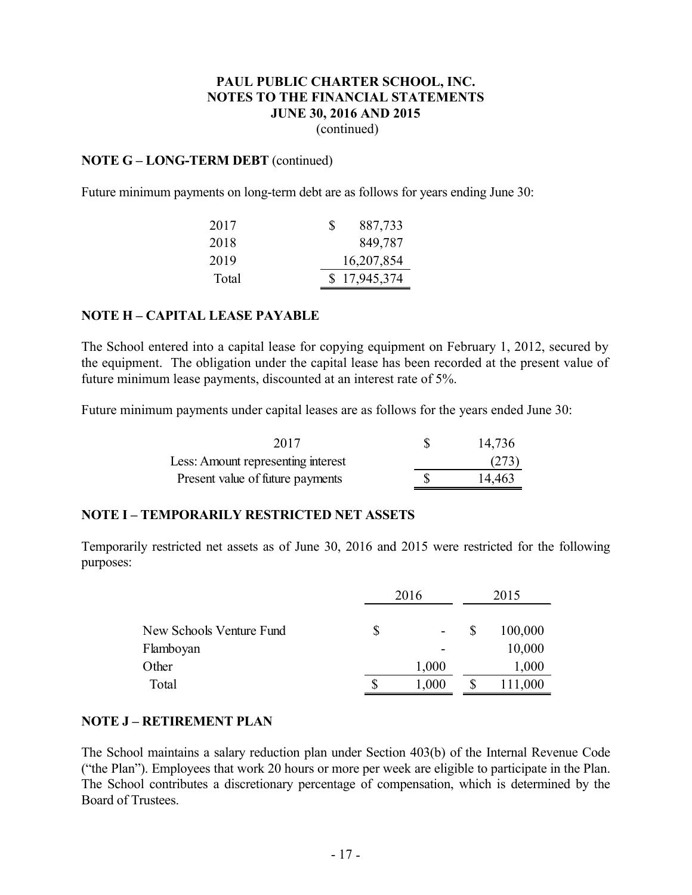**PAUL PUBLIC CHARTER SCHOOL, INC.**
**NOTES TO THE FINANCIAL STATEMENTS**
**JUNE 30, 2016 AND 2015**
(continued)

**NOTE G – LONG-TERM DEBT** (continued)

Future minimum payments on long-term debt are as follows for years ending June 30:

| | |
|---|---|
| 2017 | $ 887,733 |
| 2018 | 849,787 |
| 2019 | 16,207,854 |
| Total | $ 17,945,374 |

**NOTE H – CAPITAL LEASE PAYABLE**

The School entered into a capital lease for copying equipment on February 1, 2012, secured by the equipment. The obligation under the capital lease has been recorded at the present value of future minimum lease payments, discounted at an interest rate of 5%.

Future minimum payments under capital leases are as follows for the years ended June 30:

| | |
|---|---|
| 2017 | $ 14,736 |
| Less: Amount representing interest | (273) |
| Present value of future payments | $ 14,463 |

**NOTE I – TEMPORARILY RESTRICTED NET ASSETS**

Temporarily restricted net assets as of June 30, 2016 and 2015 were restricted for the following purposes:

| | 2016 | 2015 |
|---|---|---|
| New Schools Venture Fund | $ - | $ 100,000 |
| Flamboyan | - | 10,000 |
| Other | 1,000 | 1,000 |
| Total | $ 1,000 | $ 111,000 |

**NOTE J – RETIREMENT PLAN**

The School maintains a salary reduction plan under Section 403(b) of the Internal Revenue Code ("the Plan"). Employees that work 20 hours or more per week are eligible to participate in the Plan. The School contributes a discretionary percentage of compensation, which is determined by the Board of Trustees.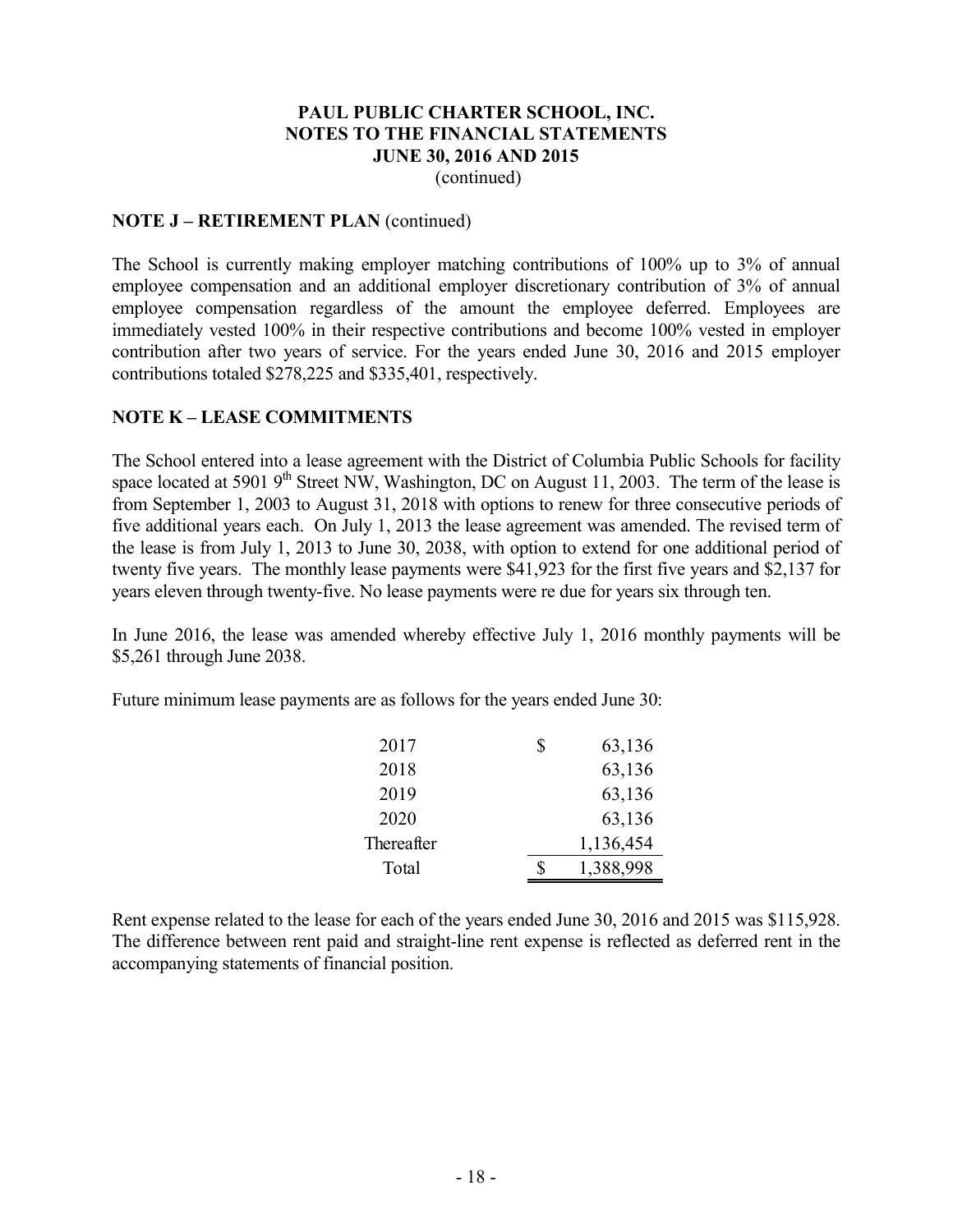# PAUL PUBLIC CHARTER SCHOOL, INC.
# NOTES TO THE FINANCIAL STATEMENTS
# JUNE 30, 2016 AND 2015
(continued)

## NOTE J – RETIREMENT PLAN (continued)

The School is currently making employer matching contributions of 100% up to 3% of annual employee compensation and an additional employer discretionary contribution of 3% of annual employee compensation regardless of the amount the employee deferred. Employees are immediately vested 100% in their respective contributions and become 100% vested in employer contribution after two years of service. For the years ended June 30, 2016 and 2015 employer contributions totaled $278,225 and $335,401, respectively.

## NOTE K – LEASE COMMITMENTS

The School entered into a lease agreement with the District of Columbia Public Schools for facility space located at 5901 9th Street NW, Washington, DC on August 11, 2003. The term of the lease is from September 1, 2003 to August 31, 2018 with options to renew for three consecutive periods of five additional years each. On July 1, 2013 the lease agreement was amended. The revised term of the lease is from July 1, 2013 to June 30, 2038, with option to extend for one additional period of twenty five years. The monthly lease payments were $41,923 for the first five years and $2,137 for years eleven through twenty-five. No lease payments were re due for years six through ten.

In June 2016, the lease was amended whereby effective July 1, 2016 monthly payments will be $5,261 through June 2038.

Future minimum lease payments are as follows for the years ended June 30:

| | |
|---|---|
| 2017 | $ 63,136 |
| 2018 | 63,136 |
| 2019 | 63,136 |
| 2020 | 63,136 |
| Thereafter | 1,136,454 |
| Total | $ 1,388,998 |

Rent expense related to the lease for each of the years ended June 30, 2016 and 2015 was $115,928. The difference between rent paid and straight-line rent expense is reflected as deferred rent in the accompanying statements of financial position.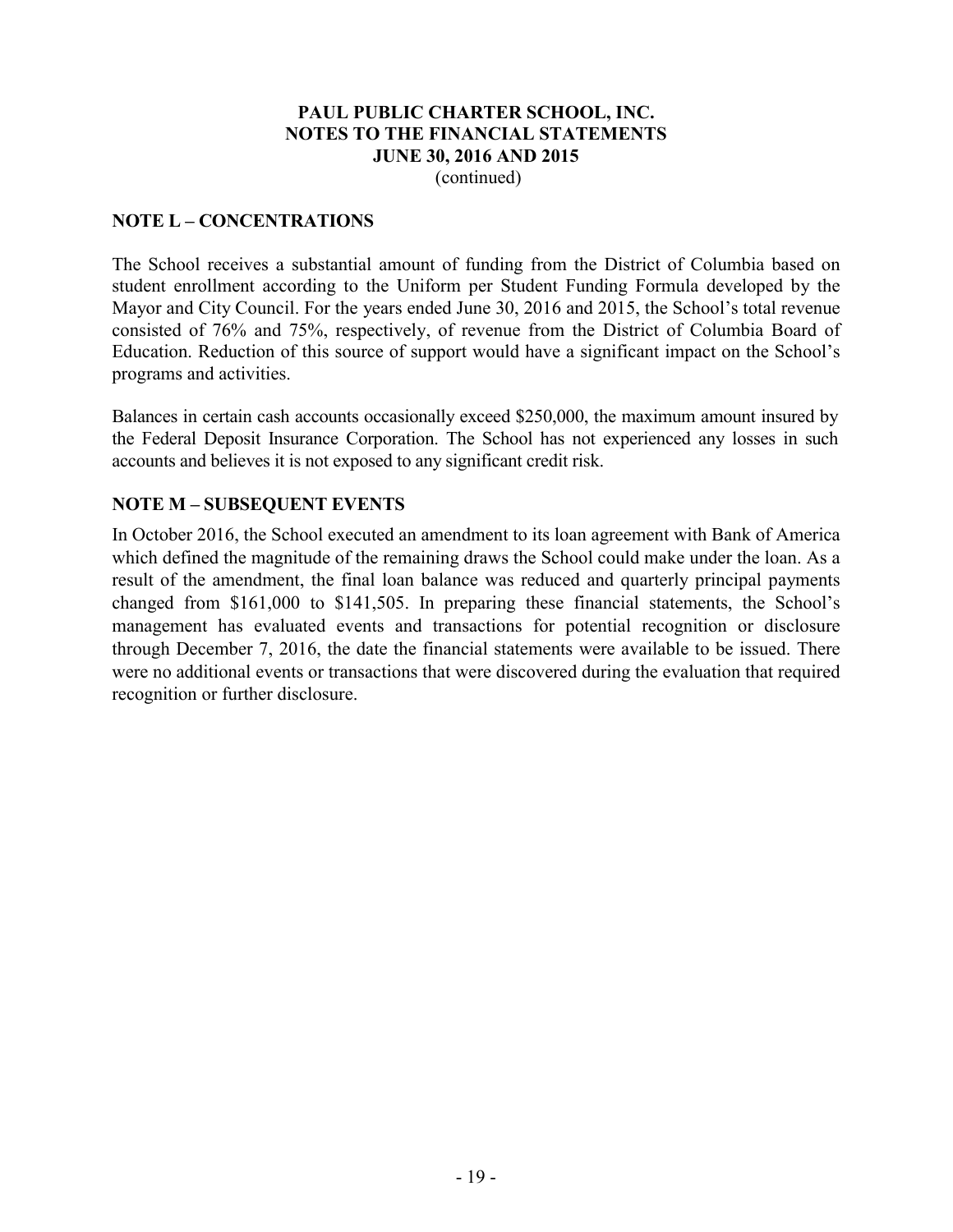## NOTE L – CONCENTRATIONS

The School receives a substantial amount of funding from the District of Columbia based on student enrollment according to the Uniform per Student Funding Formula developed by the Mayor and City Council. For the years ended June 30, 2016 and 2015, the School's total revenue consisted of 76% and 75%, respectively, of revenue from the District of Columbia Board of Education. Reduction of this source of support would have a significant impact on the School's programs and activities.

Balances in certain cash accounts occasionally exceed $250,000, the maximum amount insured by the Federal Deposit Insurance Corporation. The School has not experienced any losses in such accounts and believes it is not exposed to any significant credit risk.

## NOTE M – SUBSEQUENT EVENTS

In October 2016, the School executed an amendment to its loan agreement with Bank of America which defined the magnitude of the remaining draws the School could make under the loan. As a result of the amendment, the final loan balance was reduced and quarterly principal payments changed from $161,000 to $141,505. In preparing these financial statements, the School's management has evaluated events and transactions for potential recognition or disclosure through December 7, 2016, the date the financial statements were available to be issued. There were no additional events or transactions that were discovered during the evaluation that required recognition or further disclosure.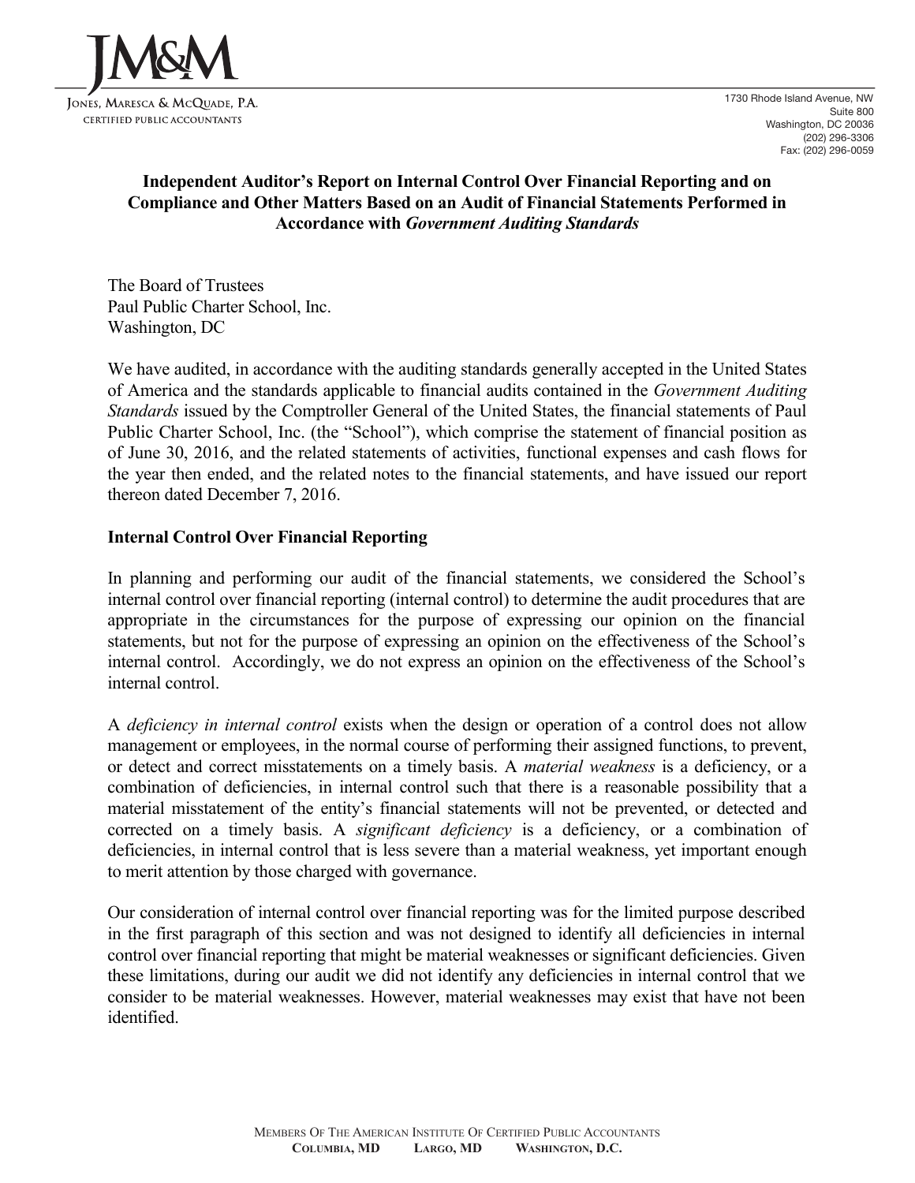JM&M

Jones, Maresca & McQuade, P.A.
Certified Public Accountants

1730 Rhode Island Avenue, NW
Suite 800
Washington, DC 20036
(202) 296-3306
Fax: (202) 296-0059

**Independent Auditor's Report on Internal Control Over Financial Reporting and on Compliance and Other Matters Based on an Audit of Financial Statements Performed in Accordance with *Government Auditing Standards***

The Board of Trustees
Paul Public Charter School, Inc.
Washington, DC

We have audited, in accordance with the auditing standards generally accepted in the United States of America and the standards applicable to financial audits contained in the *Government Auditing Standards* issued by the Comptroller General of the United States, the financial statements of Paul Public Charter School, Inc. (the "School"), which comprise the statement of financial position as of June 30, 2016, and the related statements of activities, functional expenses and cash flows for the year then ended, and the related notes to the financial statements, and have issued our report thereon dated December 7, 2016.

**Internal Control Over Financial Reporting**

In planning and performing our audit of the financial statements, we considered the School's internal control over financial reporting (internal control) to determine the audit procedures that are appropriate in the circumstances for the purpose of expressing our opinion on the financial statements, but not for the purpose of expressing an opinion on the effectiveness of the School's internal control. Accordingly, we do not express an opinion on the effectiveness of the School's internal control.

A *deficiency in internal control* exists when the design or operation of a control does not allow management or employees, in the normal course of performing their assigned functions, to prevent, or detect and correct misstatements on a timely basis. A *material weakness* is a deficiency, or a combination of deficiencies, in internal control such that there is a reasonable possibility that a material misstatement of the entity's financial statements will not be prevented, or detected and corrected on a timely basis. A *significant deficiency* is a deficiency, or a combination of deficiencies, in internal control that is less severe than a material weakness, yet important enough to merit attention by those charged with governance.

Our consideration of internal control over financial reporting was for the limited purpose described in the first paragraph of this section and was not designed to identify all deficiencies in internal control over financial reporting that might be material weaknesses or significant deficiencies. Given these limitations, during our audit we did not identify any deficiencies in internal control that we consider to be material weaknesses. However, material weaknesses may exist that have not been identified.

Members Of The American Institute Of Certified Public Accountants
**Columbia, MD Largo, MD Washington, D.C.**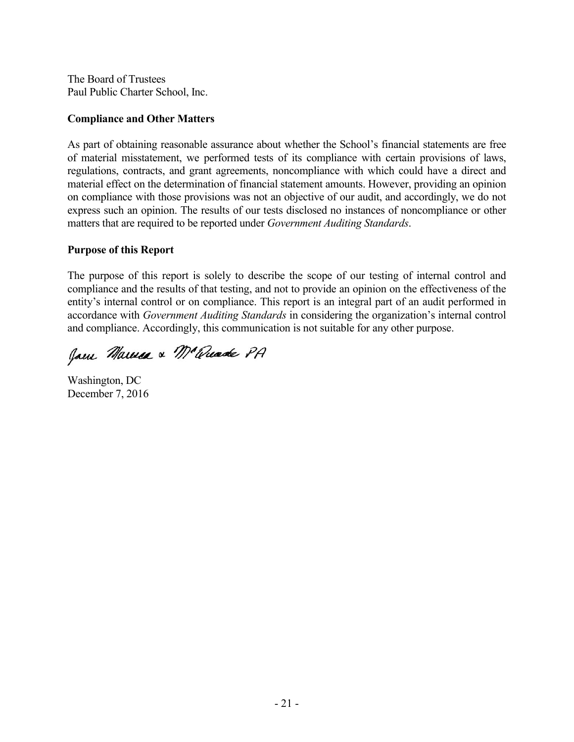The Board of Trustees
Paul Public Charter School, Inc.

**Compliance and Other Matters**

As part of obtaining reasonable assurance about whether the School's financial statements are free of material misstatement, we performed tests of its compliance with certain provisions of laws, regulations, contracts, and grant agreements, noncompliance with which could have a direct and material effect on the determination of financial statement amounts. However, providing an opinion on compliance with those provisions was not an objective of our audit, and accordingly, we do not express such an opinion. The results of our tests disclosed no instances of noncompliance or other matters that are required to be reported under *Government Auditing Standards*.

**Purpose of this Report**

The purpose of this report is solely to describe the scope of our testing of internal control and compliance and the results of that testing, and not to provide an opinion on the effectiveness of the entity's internal control or on compliance. This report is an integral part of an audit performed in accordance with *Government Auditing Standards* in considering the organization's internal control and compliance. Accordingly, this communication is not suitable for any other purpose.

Jones Marcus & McQuade PA

Washington, DC
December 7, 2016